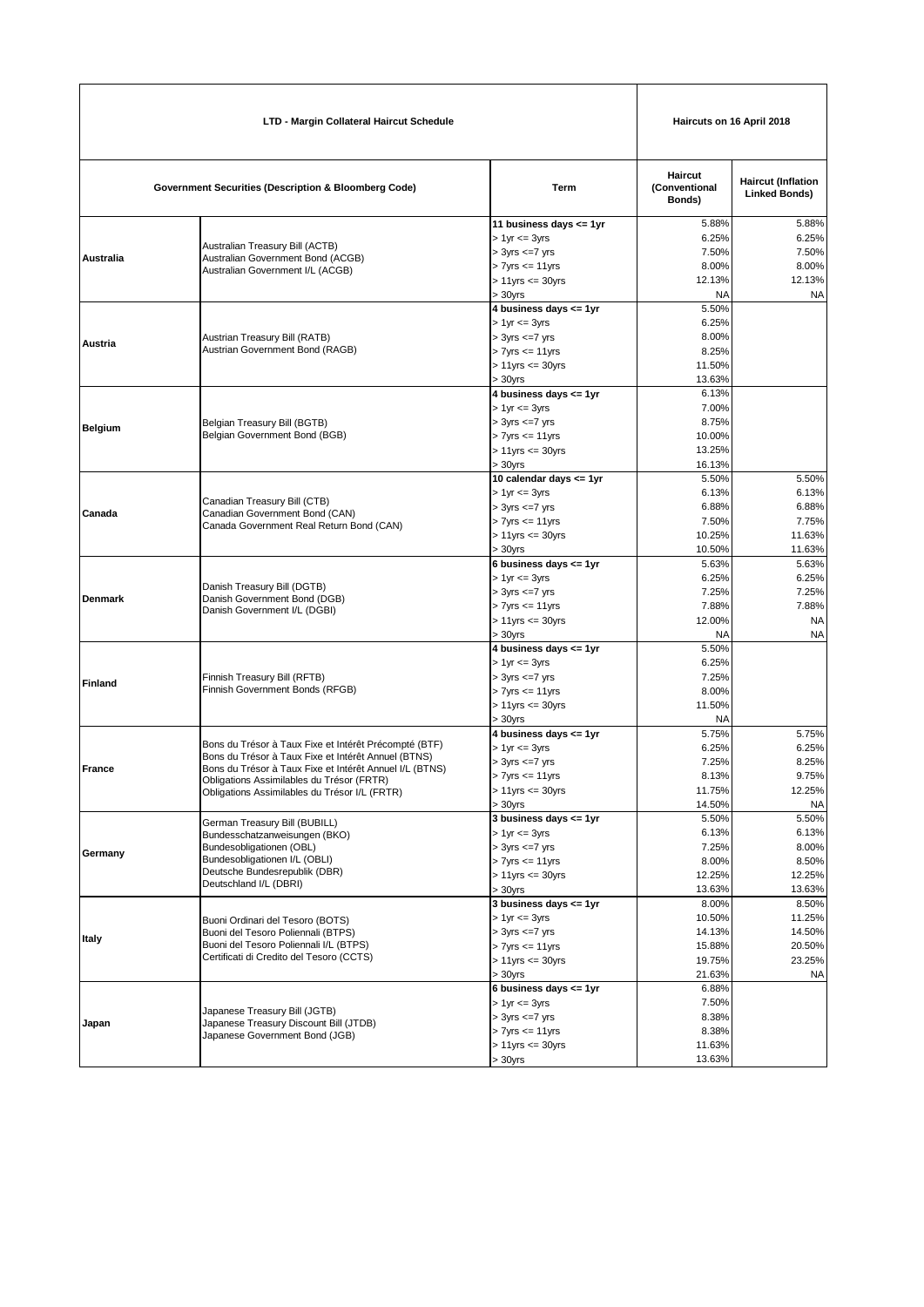| LTD - Margin Collateral Haircut Schedule | | | Haircuts on 16 April 2018 | |
|---|---|---|---|---|
| **Government Securities (Description & Bloomberg Code)** | | **Term** | **Haircut (Conventional Bonds)** | **Haircut (Inflation Linked Bonds)** |
| **Australia** | Australian Treasury Bill (ACTB)<br>Australian Government Bond (ACGB)<br>Australian Government I/L (ACGB) | **11 business days <= 1yr** | 5.88% | 5.88% |
| | | > 1yr <= 3yrs | 6.25% | 6.25% |
| | | > 3yrs <=7 yrs | 7.50% | 7.50% |
| | | > 7yrs <= 11yrs | 8.00% | 8.00% |
| | | > 11yrs <= 30yrs | 12.13% | 12.13% |
| | | > 30yrs | NA | NA |
| **Austria** | Austrian Treasury Bill (RATB)<br>Austrian Government Bond (RAGB) | **4 business days <= 1yr** | 5.50% | |
| | | > 1yr <= 3yrs | 6.25% | |
| | | > 3yrs <=7 yrs | 8.00% | |
| | | > 7yrs <= 11yrs | 8.25% | |
| | | > 11yrs <= 30yrs | 11.50% | |
| | | > 30yrs | 13.63% | |
| **Belgium** | Belgian Treasury Bill (BGTB)<br>Belgian Government Bond (BGB) | **4 business days <= 1yr** | 6.13% | |
| | | > 1yr <= 3yrs | 7.00% | |
| | | > 3yrs <=7 yrs | 8.75% | |
| | | > 7yrs <= 11yrs | 10.00% | |
| | | > 11yrs <= 30yrs | 13.25% | |
| | | > 30yrs | 16.13% | |
| **Canada** | Canadian Treasury Bill (CTB)<br>Canadian Government Bond (CAN)<br>Canada Government Real Return Bond (CAN) | **10 calendar days <= 1yr** | 5.50% | 5.50% |
| | | > 1yr <= 3yrs | 6.13% | 6.13% |
| | | > 3yrs <=7 yrs | 6.88% | 6.88% |
| | | > 7yrs <= 11yrs | 7.50% | 7.75% |
| | | > 11yrs <= 30yrs | 10.25% | 11.63% |
| | | > 30yrs | 10.50% | 11.63% |
| **Denmark** | Danish Treasury Bill (DGTB)<br>Danish Government Bond (DGB)<br>Danish Government I/L (DGBI) | **6 business days <= 1yr** | 5.63% | 5.63% |
| | | > 1yr <= 3yrs | 6.25% | 6.25% |
| | | > 3yrs <=7 yrs | 7.25% | 7.25% |
| | | > 7yrs <= 11yrs | 7.88% | 7.88% |
| | | > 11yrs <= 30yrs | 12.00% | NA |
| | | > 30yrs | NA | NA |
| **Finland** | Finnish Treasury Bill (RFTB)<br>Finnish Government Bonds (RFGB) | **4 business days <= 1yr** | 5.50% | |
| | | > 1yr <= 3yrs | 6.25% | |
| | | > 3yrs <=7 yrs | 7.25% | |
| | | > 7yrs <= 11yrs | 8.00% | |
| | | > 11yrs <= 30yrs | 11.50% | |
| | | > 30yrs | NA | |
| **France** | Bons du Trésor à Taux Fixe et Intérêt Précompté (BTF)<br>Bons du Trésor à Taux Fixe et Intérêt Annuel (BTNS)<br>Bons du Trésor à Taux Fixe et Intérêt Annuel I/L (BTNS)<br>Obligations Assimilables du Trésor (FRTR)<br>Obligations Assimilables du Trésor I/L (FRTR) | **4 business days <= 1yr** | 5.75% | 5.75% |
| | | > 1yr <= 3yrs | 6.25% | 6.25% |
| | | > 3yrs <=7 yrs | 7.25% | 8.25% |
| | | > 7yrs <= 11yrs | 8.13% | 9.75% |
| | | > 11yrs <= 30yrs | 11.75% | 12.25% |
| | | > 30yrs | 14.50% | NA |
| **Germany** | German Treasury Bill (BUBILL)<br>Bundesschatzanweisungen (BKO)<br>Bundesobligationen (OBL)<br>Bundesobligationen I/L (OBLI)<br>Deutsche Bundesrepublik (DBR)<br>Deutschland I/L (DBRI) | **3 business days <= 1yr** | 5.50% | 5.50% |
| | | > 1yr <= 3yrs | 6.13% | 6.13% |
| | | > 3yrs <=7 yrs | 7.25% | 8.00% |
| | | > 7yrs <= 11yrs | 8.00% | 8.50% |
| | | > 11yrs <= 30yrs | 12.25% | 12.25% |
| | | > 30yrs | 13.63% | 13.63% |
| **Italy** | Buoni Ordinari del Tesoro (BOTS)<br>Buoni del Tesoro Poliennali (BTPS)<br>Buoni del Tesoro Poliennali I/L (BTPS)<br>Certificati di Credito del Tesoro (CCTS) | **3 business days <= 1yr** | 8.00% | 8.50% |
| | | > 1yr <= 3yrs | 10.50% | 11.25% |
| | | > 3yrs <=7 yrs | 14.13% | 14.50% |
| | | > 7yrs <= 11yrs | 15.88% | 20.50% |
| | | > 11yrs <= 30yrs | 19.75% | 23.25% |
| | | > 30yrs | 21.63% | NA |
| **Japan** | Japanese Treasury Bill (JGTB)<br>Japanese Treasury Discount Bill (JTDB)<br>Japanese Government Bond (JGB) | **6 business days <= 1yr** | 6.88% | |
| | | > 1yr <= 3yrs | 7.50% | |
| | | > 3yrs <=7 yrs | 8.38% | |
| | | > 7yrs <= 11yrs | 8.38% | |
| | | > 11yrs <= 30yrs | 11.63% | |
| | | > 30yrs | 13.63% | |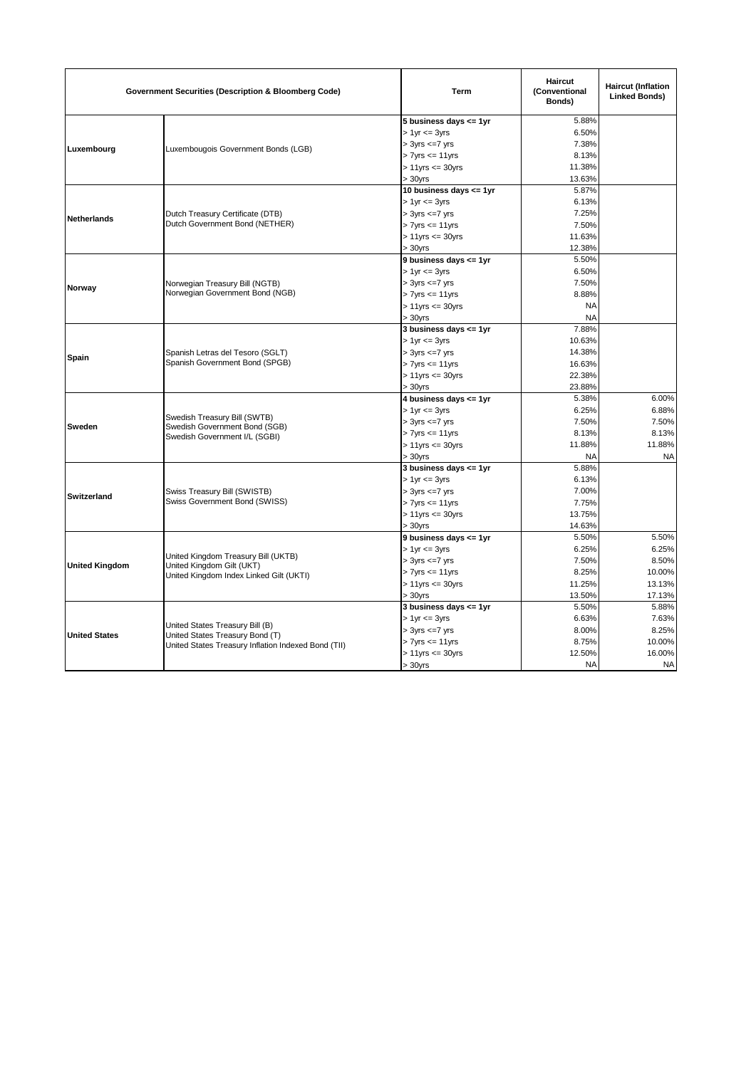| Government Securities (Description & Bloomberg Code) | | Term | Haircut (Conventional Bonds) | Haircut (Inflation Linked Bonds) |
|---|---|---|---|---|
| Luxembourg | Luxembougois Government Bonds (LGB) | **5 business days <= 1yr** | 5.88% | |
| | | > 1yr <= 3yrs | 6.50% | |
| | | > 3yrs <=7 yrs | 7.38% | |
| | | > 7yrs <= 11yrs | 8.13% | |
| | | > 11yrs <= 30yrs | 11.38% | |
| | | > 30yrs | 13.63% | |
| Netherlands | Dutch Treasury Certificate (DTB)<br>Dutch Government Bond (NETHER) | **10 business days <= 1yr** | 5.87% | |
| | | > 1yr <= 3yrs | 6.13% | |
| | | > 3yrs <=7 yrs | 7.25% | |
| | | > 7yrs <= 11yrs | 7.50% | |
| | | > 11yrs <= 30yrs | 11.63% | |
| | | > 30yrs | 12.38% | |
| Norway | Norwegian Treasury Bill (NGTB)<br>Norwegian Government Bond (NGB) | **9 business days <= 1yr** | 5.50% | |
| | | > 1yr <= 3yrs | 6.50% | |
| | | > 3yrs <=7 yrs | 7.50% | |
| | | > 7yrs <= 11yrs | 8.88% | |
| | | > 11yrs <= 30yrs | NA | |
| | | > 30yrs | NA | |
| Spain | Spanish Letras del Tesoro (SGLT)<br>Spanish Government Bond (SPGB) | **3 business days <= 1yr** | 7.88% | |
| | | > 1yr <= 3yrs | 10.63% | |
| | | > 3yrs <=7 yrs | 14.38% | |
| | | > 7yrs <= 11yrs | 16.63% | |
| | | > 11yrs <= 30yrs | 22.38% | |
| | | > 30yrs | 23.88% | |
| Sweden | Swedish Treasury Bill (SWTB)<br>Swedish Government Bond (SGB)<br>Swedish Government I/L (SGBI) | **4 business days <= 1yr** | 5.38% | 6.00% |
| | | > 1yr <= 3yrs | 6.25% | 6.88% |
| | | > 3yrs <=7 yrs | 7.50% | 7.50% |
| | | > 7yrs <= 11yrs | 8.13% | 8.13% |
| | | > 11yrs <= 30yrs | 11.88% | 11.88% |
| | | > 30yrs | NA | NA |
| Switzerland | Swiss Treasury Bill (SWISTB)<br>Swiss Government Bond (SWISS) | **3 business days <= 1yr** | 5.88% | |
| | | > 1yr <= 3yrs | 6.13% | |
| | | > 3yrs <=7 yrs | 7.00% | |
| | | > 7yrs <= 11yrs | 7.75% | |
| | | > 11yrs <= 30yrs | 13.75% | |
| | | > 30yrs | 14.63% | |
| United Kingdom | United Kingdom Treasury Bill (UKTB)<br>United Kingdom Gilt (UKT)<br>United Kingdom Index Linked Gilt (UKTI) | **9 business days <= 1yr** | 5.50% | 5.50% |
| | | > 1yr <= 3yrs | 6.25% | 6.25% |
| | | > 3yrs <=7 yrs | 7.50% | 8.50% |
| | | > 7yrs <= 11yrs | 8.25% | 10.00% |
| | | > 11yrs <= 30yrs | 11.25% | 13.13% |
| | | > 30yrs | 13.50% | 17.13% |
| United States | United States Treasury Bill (B)<br>United States Treasury Bond (T)<br>United States Treasury Inflation Indexed Bond (TII) | **3 business days <= 1yr** | 5.50% | 5.88% |
| | | > 1yr <= 3yrs | 6.63% | 7.63% |
| | | > 3yrs <=7 yrs | 8.00% | 8.25% |
| | | > 7yrs <= 11yrs | 8.75% | 10.00% |
| | | > 11yrs <= 30yrs | 12.50% | 16.00% |
| | | > 30yrs | NA | NA |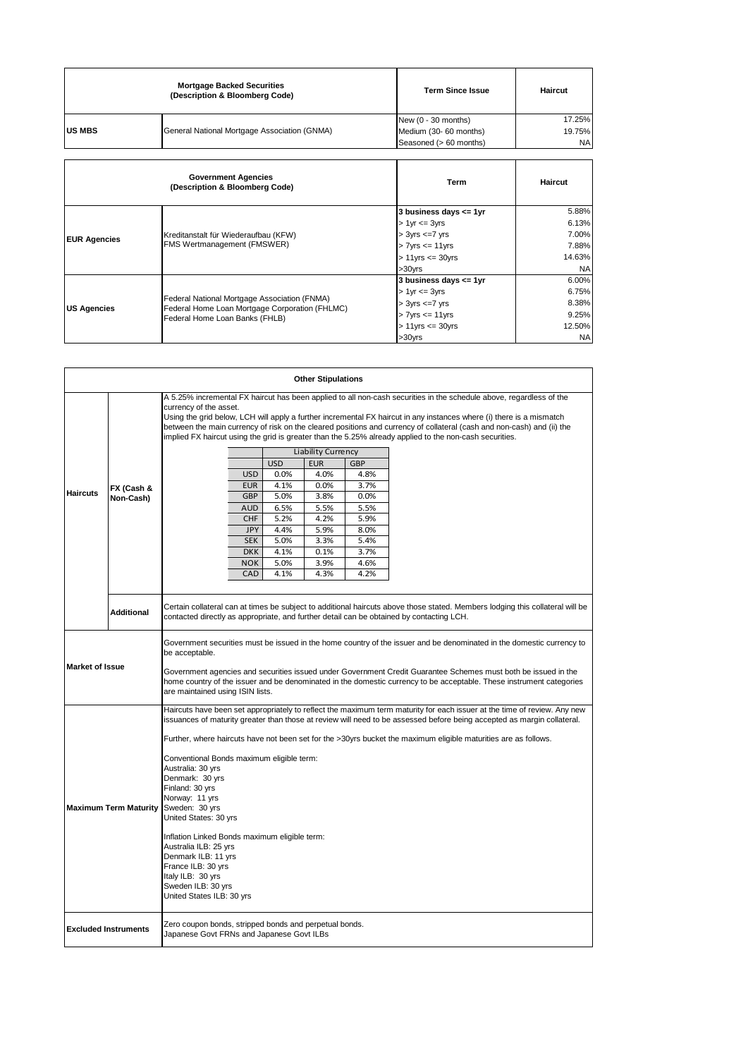| Mortgage Backed Securities (Description & Bloomberg Code) | | Term Since Issue | Haircut |
|---|---|---|---|
| US MBS | General National Mortgage Association (GNMA) | New (0 - 30 months) | 17.25% |
| | | Medium (30- 60 months) | 19.75% |
| | | Seasoned (> 60 months) | NA |

| Government Agencies (Description & Bloomberg Code) | | Term | Haircut |
|---|---|---|---|
| EUR Agencies | Kreditanstalt für Wiederaufbau (KFW)<br>FMS Wertmanagement (FMSWER) | **3 business days <= 1yr** | 5.88% |
| | | > 1yr <= 3yrs | 6.13% |
| | | > 3yrs <=7 yrs | 7.00% |
| | | > 7yrs <= 11yrs | 7.88% |
| | | > 11yrs <= 30yrs | 14.63% |
| | | >30yrs | NA |
| US Agencies | Federal National Mortgage Association (FNMA)<br>Federal Home Loan Mortgage Corporation (FHLMC)<br>Federal Home Loan Banks (FHLB) | **3 business days <= 1yr** | 6.00% |
| | | > 1yr <= 3yrs | 6.75% |
| | | > 3yrs <=7 yrs | 8.38% |
| | | > 7yrs <= 11yrs | 9.25% |
| | | > 11yrs <= 30yrs | 12.50% |
| | | >30yrs | NA |

**Other Stipulations**

**Haircuts – FX (Cash & Non-Cash)**

A 5.25% incremental FX haircut has been applied to all non-cash securities in the schedule above, regardless of the currency of the asset.

Using the grid below, LCH will apply a further incremental FX haircut in any instances where (i) there is a mismatch between the main currency of risk on the cleared positions and currency of collateral (cash and non-cash) and (ii) the implied FX haircut using the grid is greater than the 5.25% already applied to the non-cash securities.

| | Liability Currency | | |
|---|---|---|---|
| | USD | EUR | GBP |
| USD | 0.0% | 4.0% | 4.8% |
| EUR | 4.1% | 0.0% | 3.7% |
| GBP | 5.0% | 3.8% | 0.0% |
| AUD | 6.5% | 5.5% | 5.5% |
| CHF | 5.2% | 4.2% | 5.9% |
| JPY | 4.4% | 5.9% | 8.0% |
| SEK | 5.0% | 3.3% | 5.4% |
| DKK | 4.1% | 0.1% | 3.7% |
| NOK | 5.0% | 3.9% | 4.6% |
| CAD | 4.1% | 4.3% | 4.2% |

**Haircuts – Additional**

Certain collateral can at times be subject to additional haircuts above those stated. Members lodging this collateral will be contacted directly as appropriate, and further detail can be obtained by contacting LCH.

**Market of Issue**

Government securities must be issued in the home country of the issuer and be denominated in the domestic currency to be acceptable.

Government agencies and securities issued under Government Credit Guarantee Schemes must both be issued in the home country of the issuer and be denominated in the domestic currency to be acceptable. These instrument categories are maintained using ISIN lists.

**Maximum Term Maturity**

Haircuts have been set appropriately to reflect the maximum term maturity for each issuer at the time of review. Any new issuances of maturity greater than those at review will need to be assessed before being accepted as margin collateral.

Further, where haircuts have not been set for the >30yrs bucket the maximum eligible maturities are as follows.

Conventional Bonds maximum eligible term:
Australia: 30 yrs
Denmark: 30 yrs
Finland: 30 yrs
Norway: 11 yrs
Sweden: 30 yrs
United States: 30 yrs

Inflation Linked Bonds maximum eligible term:
Australia ILB: 25 yrs
Denmark ILB: 11 yrs
France ILB: 30 yrs
Italy ILB: 30 yrs
Sweden ILB: 30 yrs
United States ILB: 30 yrs

**Excluded Instruments**

Zero coupon bonds, stripped bonds and perpetual bonds.
Japanese Govt FRNs and Japanese Govt ILBs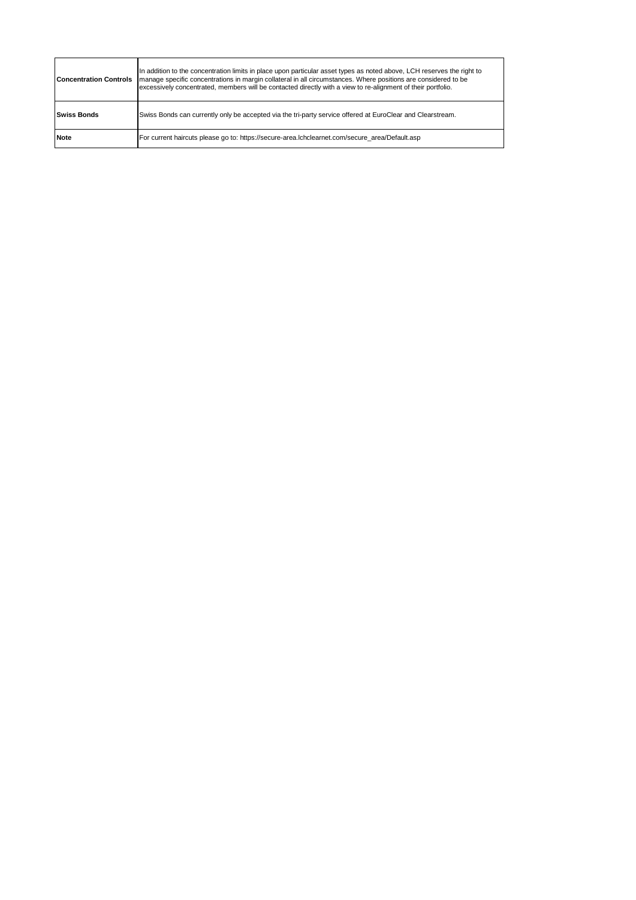| | |
|---|---|
| **Concentration Controls** | In addition to the concentration limits in place upon particular asset types as noted above, LCH reserves the right to manage specific concentrations in margin collateral in all circumstances. Where positions are considered to be excessively concentrated, members will be contacted directly with a view to re-alignment of their portfolio. |
| **Swiss Bonds** | Swiss Bonds can currently only be accepted via the tri-party service offered at EuroClear and Clearstream. |
| **Note** | For current haircuts please go to: https://secure-area.lchclearnet.com/secure_area/Default.asp |